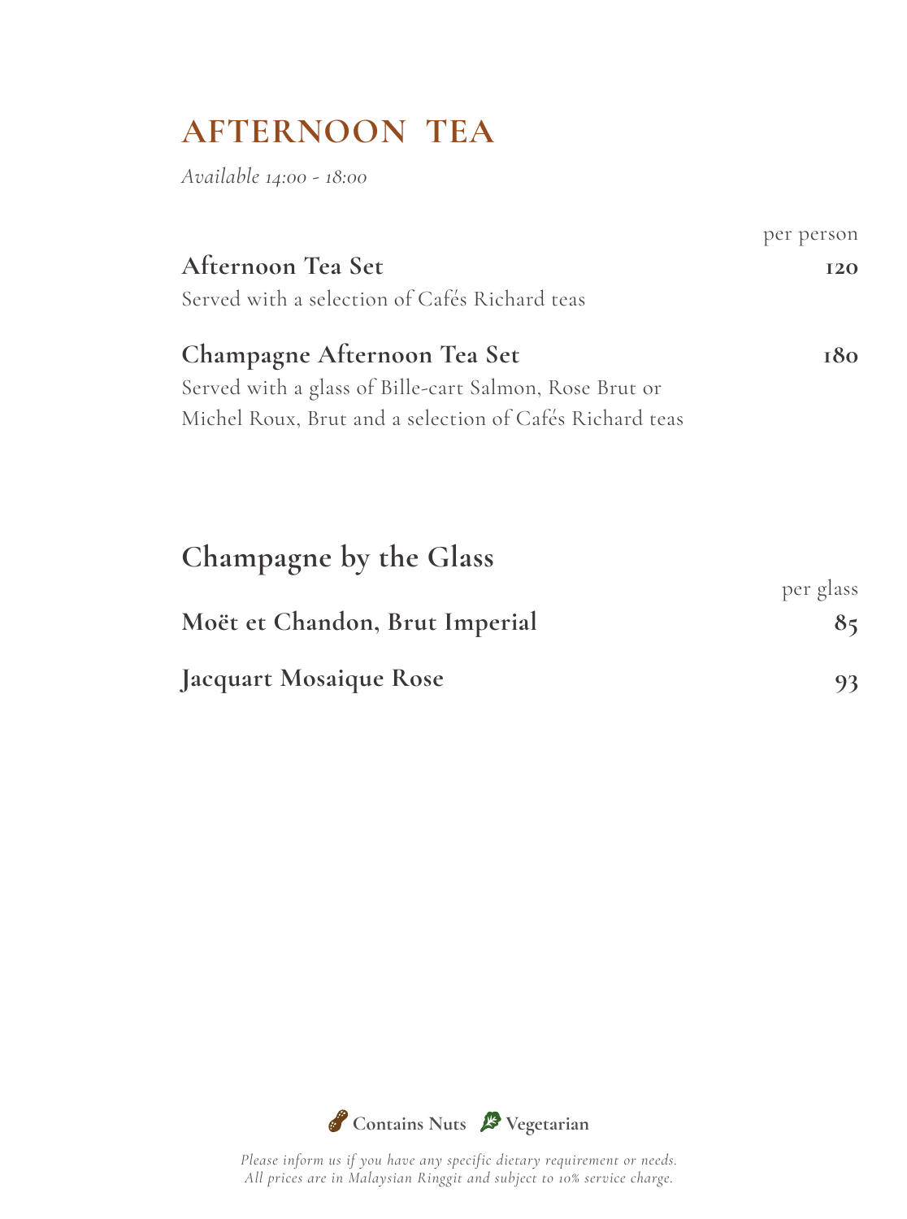# AFTERNOON TEA

*Available 14:00 - 18:00*

per person

**Afternoon Tea Set** **120**

Served with a selection of Cafés Richard teas

**Champagne Afternoon Tea Set** **180**

Served with a glass of Bille-cart Salmon, Rose Brut or Michel Roux, Brut and a selection of Cafés Richard teas

## Champagne by the Glass

per glass

**Moët et Chandon, Brut Imperial** **85**

**Jacquart Mosaique Rose** **93**

**Contains Nuts** **Vegetarian**

*Please inform us if you have any specific dietary requirement or needs.*
*All prices are in Malaysian Ringgit and subject to 10% service charge.*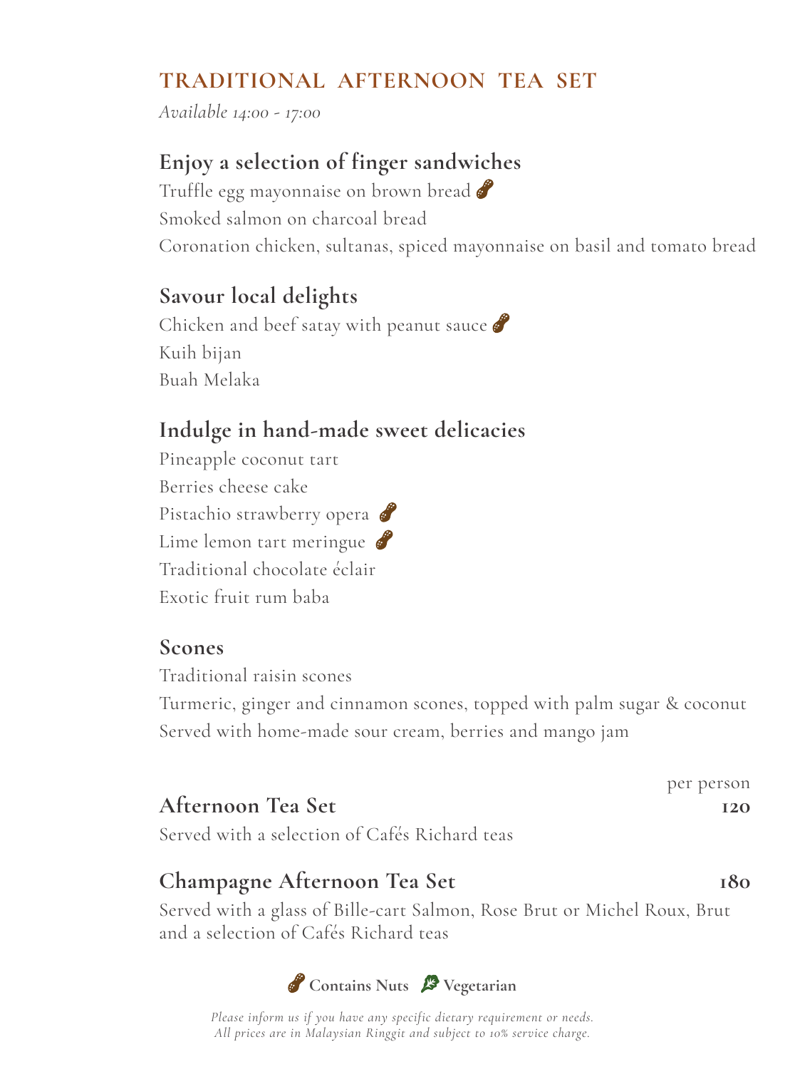## TRADITIONAL AFTERNOON TEA SET

*Available 14:00 - 17:00*

### Enjoy a selection of finger sandwiches

Truffle egg mayonnaise on brown bread 🥜
Smoked salmon on charcoal bread
Coronation chicken, sultanas, spiced mayonnaise on basil and tomato bread

### Savour local delights

Chicken and beef satay with peanut sauce 🥜
Kuih bijan
Buah Melaka

### Indulge in hand-made sweet delicacies

Pineapple coconut tart
Berries cheese cake
Pistachio strawberry opera 🥜
Lime lemon tart meringue 🥜
Traditional chocolate éclair
Exotic fruit rum baba

### Scones

Traditional raisin scones
Turmeric, ginger and cinnamon scones, topped with palm sugar & coconut
Served with home-made sour cream, berries and mango jam

per person

**Afternoon Tea Set** **120**

Served with a selection of Cafés Richard teas

**Champagne Afternoon Tea Set** **180**

Served with a glass of Bille-cart Salmon, Rose Brut or Michel Roux, Brut and a selection of Cafés Richard teas

🥜 **Contains Nuts** 🥬 **Vegetarian**

*Please inform us if you have any specific dietary requirement or needs.*
*All prices are in Malaysian Ringgit and subject to 10% service charge.*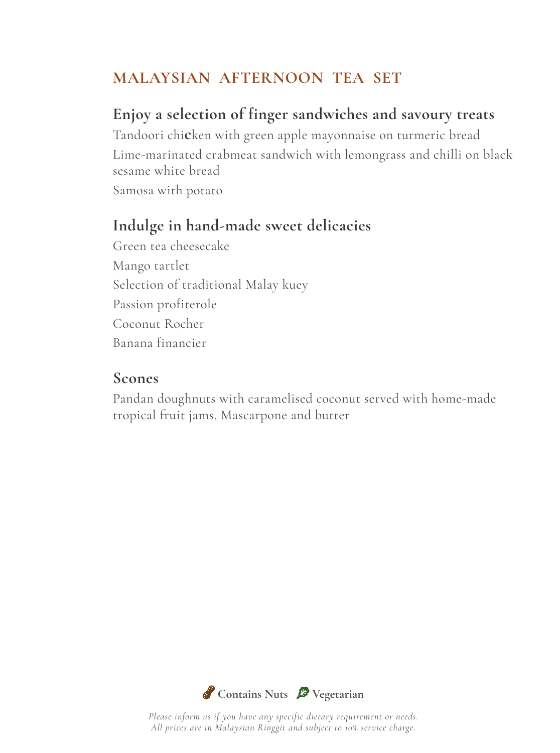## MALAYSIAN AFTERNOON TEA SET

### Enjoy a selection of finger sandwiches and savoury treats

Tandoori chicken with green apple mayonnaise on turmeric bread

Lime-marinated crabmeat sandwich with lemongrass and chilli on black sesame white bread

Samosa with potato

### Indulge in hand-made sweet delicacies

Green tea cheesecake

Mango tartlet

Selection of traditional Malay kuey

Passion profiterole

Coconut Rocher

Banana financier

### Scones

Pandan doughnuts with caramelised coconut served with home-made tropical fruit jams, Mascarpone and butter

**Contains Nuts** **Vegetarian**

*Please inform us if you have any specific dietary requirement or needs.*
*All prices are in Malaysian Ringgit and subject to 10% service charge.*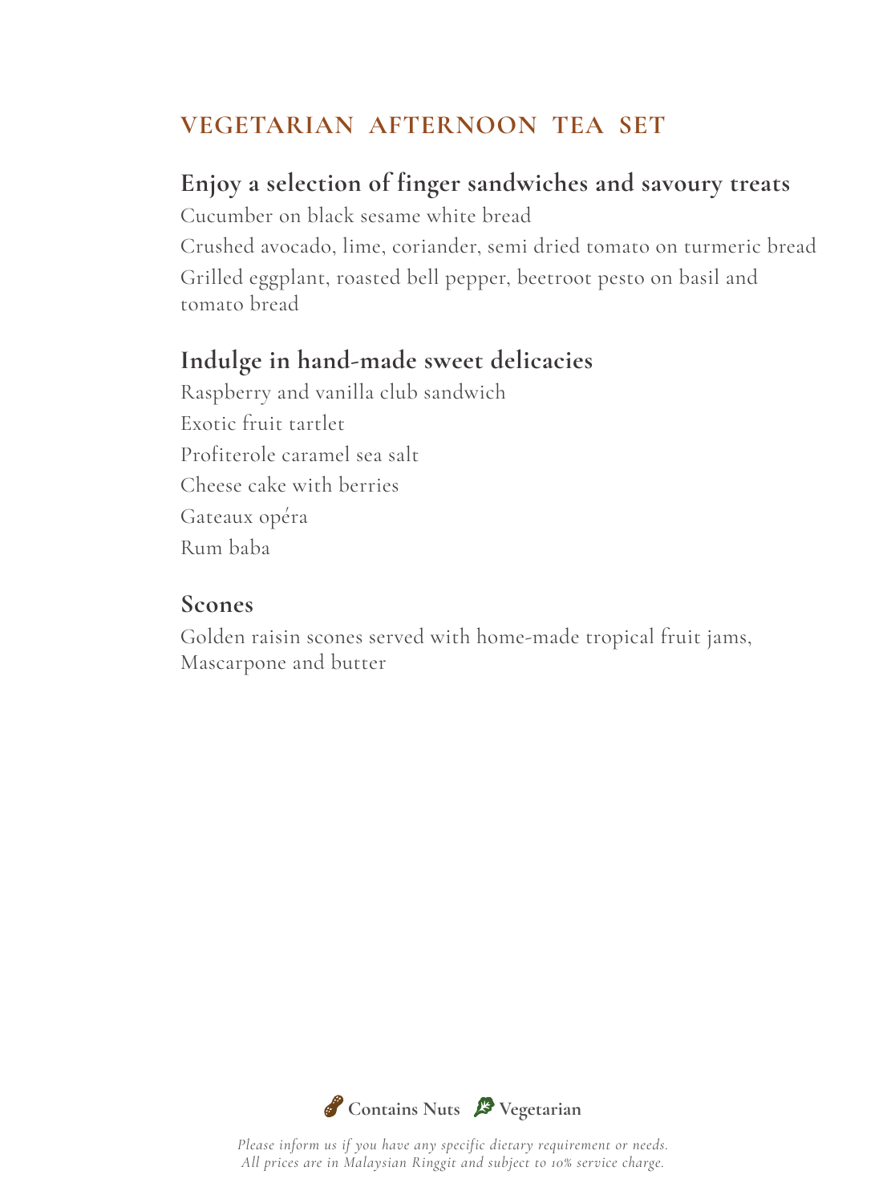# VEGETARIAN AFTERNOON TEA SET

## Enjoy a selection of finger sandwiches and savoury treats

Cucumber on black sesame white bread

Crushed avocado, lime, coriander, semi dried tomato on turmeric bread

Grilled eggplant, roasted bell pepper, beetroot pesto on basil and tomato bread

## Indulge in hand-made sweet delicacies

Raspberry and vanilla club sandwich

Exotic fruit tartlet

Profiterole caramel sea salt

Cheese cake with berries

Gateaux opéra

Rum baba

## Scones

Golden raisin scones served with home-made tropical fruit jams, Mascarpone and butter

**Contains Nuts** **Vegetarian**

*Please inform us if you have any specific dietary requirement or needs.*
*All prices are in Malaysian Ringgit and subject to 10% service charge.*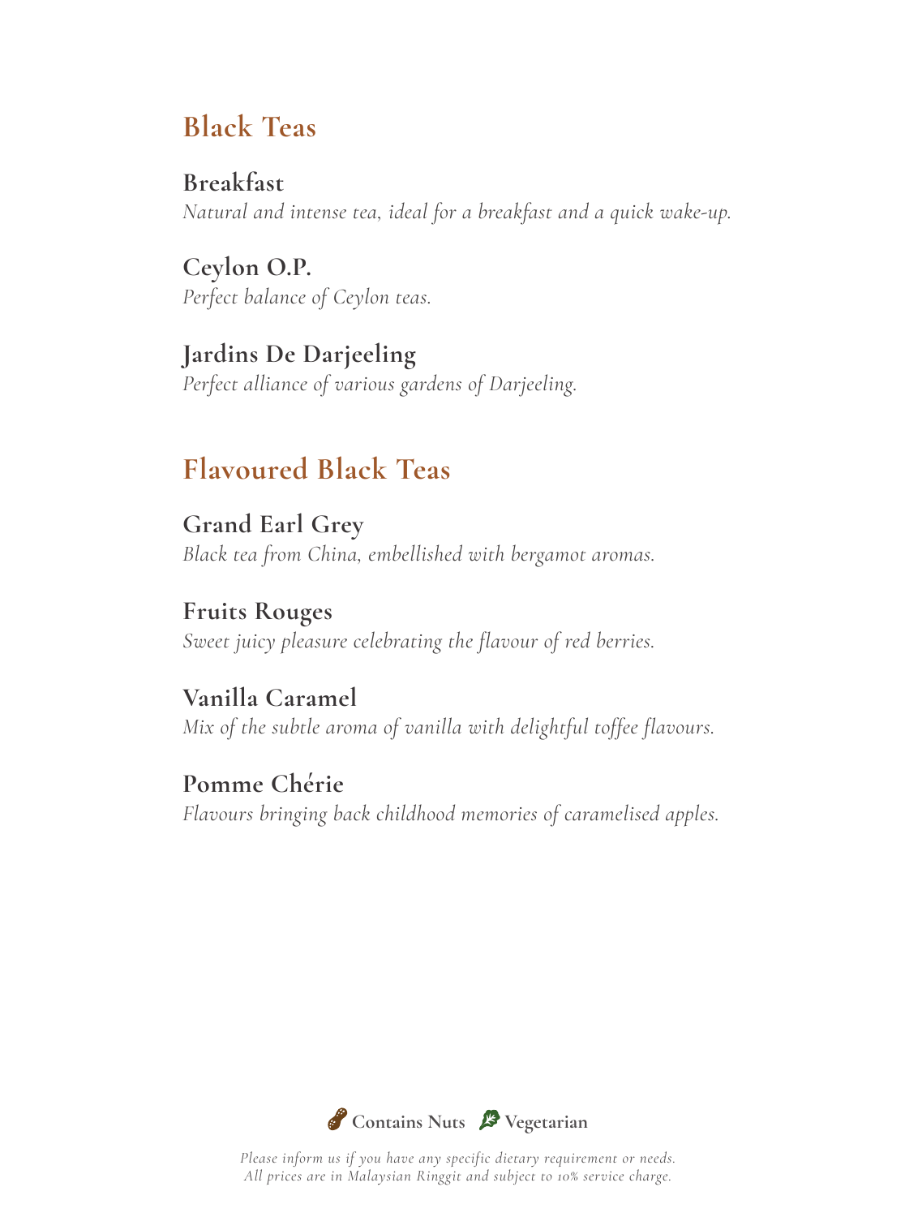## Black Teas

**Breakfast**
*Natural and intense tea, ideal for a breakfast and a quick wake-up.*

**Ceylon O.P.**
*Perfect balance of Ceylon teas.*

**Jardins De Darjeeling**
*Perfect alliance of various gardens of Darjeeling.*

## Flavoured Black Teas

**Grand Earl Grey**
*Black tea from China, embellished with bergamot aromas.*

**Fruits Rouges**
*Sweet juicy pleasure celebrating the flavour of red berries.*

**Vanilla Caramel**
*Mix of the subtle aroma of vanilla with delightful toffee flavours.*

**Pomme Chérie**
*Flavours bringing back childhood memories of caramelised apples.*

**Contains Nuts** **Vegetarian**

*Please inform us if you have any specific dietary requirement or needs.*
*All prices are in Malaysian Ringgit and subject to 10% service charge.*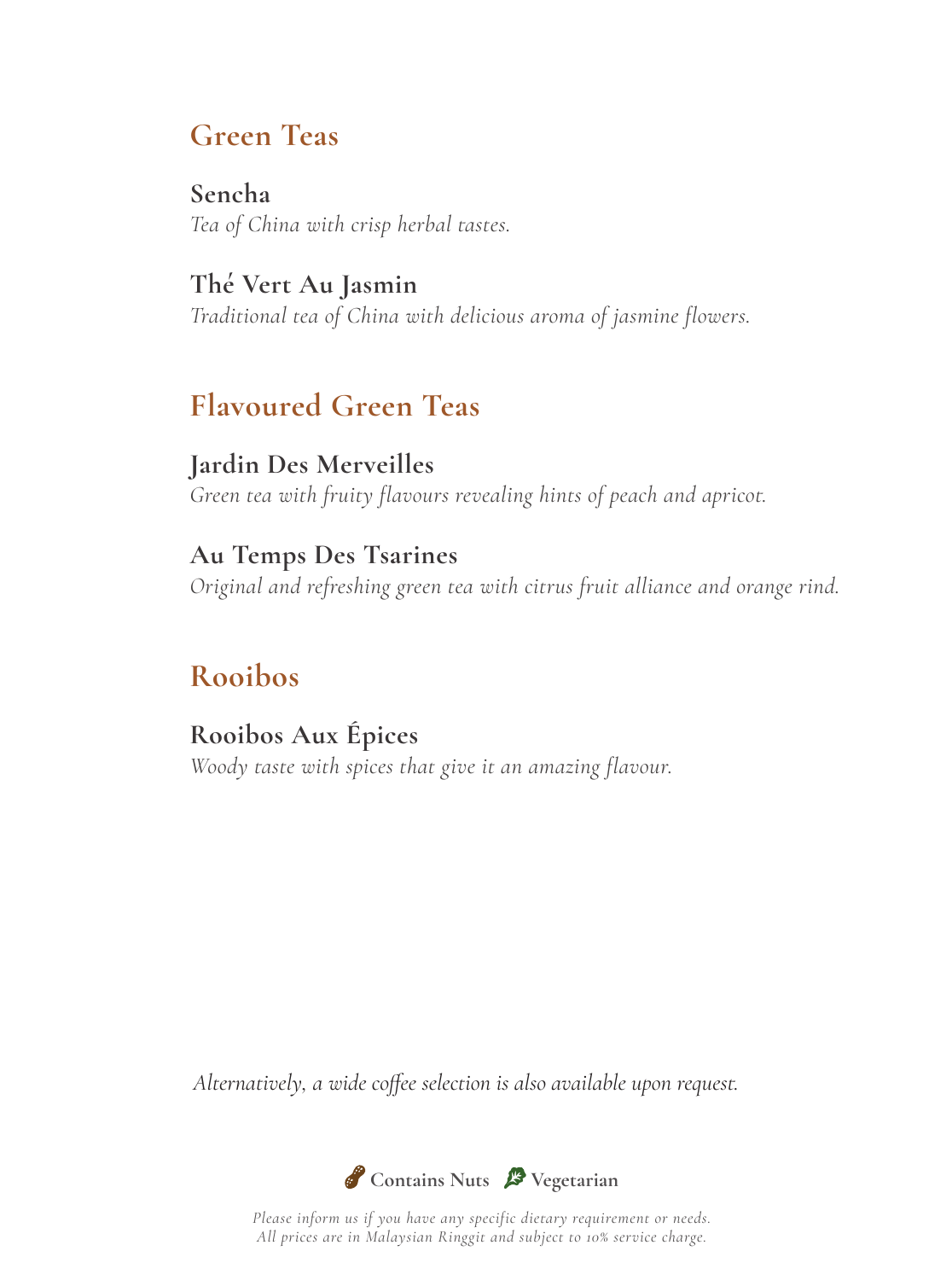## Green Teas

**Sencha**
*Tea of China with crisp herbal tastes.*

**Thé Vert Au Jasmin**
*Traditional tea of China with delicious aroma of jasmine flowers.*

## Flavoured Green Teas

**Jardin Des Merveilles**
*Green tea with fruity flavours revealing hints of peach and apricot.*

**Au Temps Des Tsarines**
*Original and refreshing green tea with citrus fruit alliance and orange rind.*

## Rooibos

**Rooibos Aux Épices**
*Woody taste with spices that give it an amazing flavour.*

*Alternatively, a wide coffee selection is also available upon request.*

**Contains Nuts** **Vegetarian**

*Please inform us if you have any specific dietary requirement or needs.*
*All prices are in Malaysian Ringgit and subject to 10% service charge.*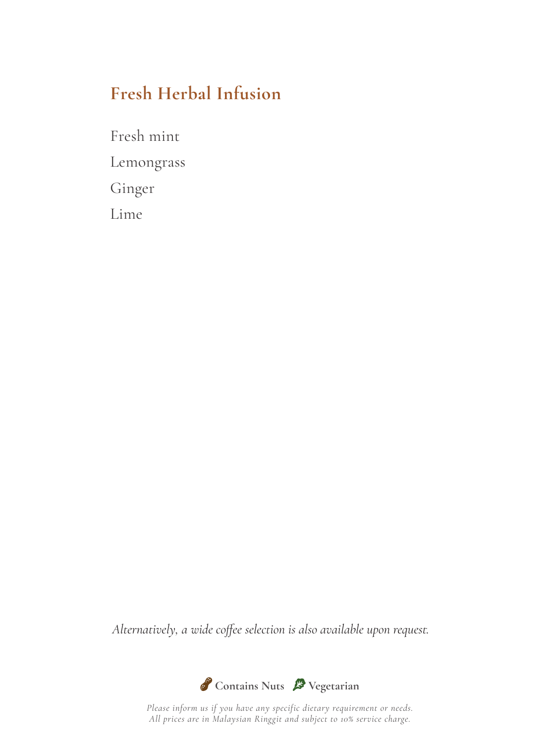## Fresh Herbal Infusion

Fresh mint

Lemongrass

Ginger

Lime

*Alternatively, a wide coffee selection is also available upon request.*

**Contains Nuts** **Vegetarian**

*Please inform us if you have any specific dietary requirement or needs.*
*All prices are in Malaysian Ringgit and subject to 10% service charge.*